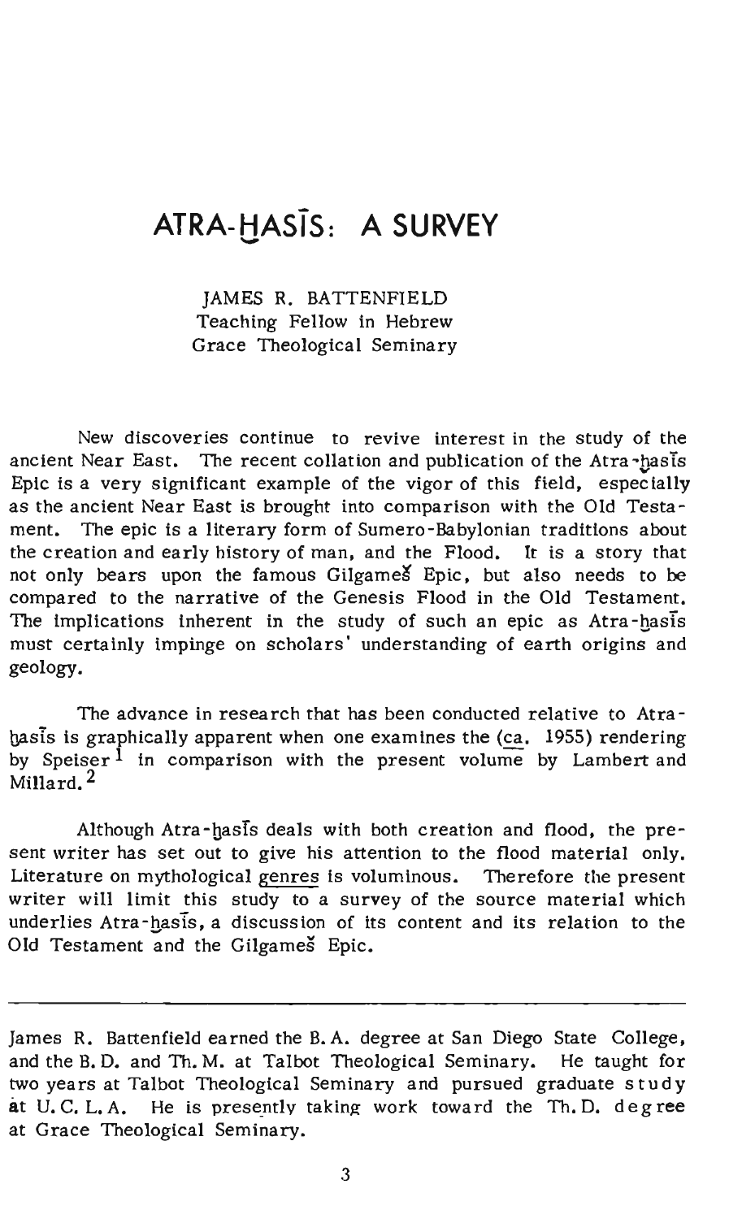# ATRA-ḪASĪS: A SURVEY

JAMES R. BATTENFIELD
Teaching Fellow in Hebrew
Grace Theological Seminary

New discoveries continue to revive interest in the study of the ancient Near East. The recent collation and publication of the Atra-ḫasīs Epic is a very significant example of the vigor of this field, especially as the ancient Near East is brought into comparison with the Old Testament. The epic is a literary form of Sumero-Babylonian traditions about the creation and early history of man, and the Flood. It is a story that not only bears upon the famous Gilgameš Epic, but also needs to be compared to the narrative of the Genesis Flood in the Old Testament. The implications inherent in the study of such an epic as Atra-ḫasīs must certainly impinge on scholars' understanding of earth origins and geology.

The advance in research that has been conducted relative to Atra-ḫasīs is graphically apparent when one examines the (ca. 1955) rendering by Speiser [1] in comparison with the present volume by Lambert and Millard. [2]

Although Atra-ḫasīs deals with both creation and flood, the present writer has set out to give his attention to the flood material only. Literature on mythological genres is voluminous. Therefore the present writer will limit this study to a survey of the source material which underlies Atra-ḫasīs, a discussion of its content and its relation to the Old Testament and the Gilgameš Epic.

---

James R. Battenfield earned the B.A. degree at San Diego State College, and the B.D. and Th.M. at Talbot Theological Seminary. He taught for two years at Talbot Theological Seminary and pursued graduate study at U.C.L.A. He is presently taking work toward the Th.D. degree at Grace Theological Seminary.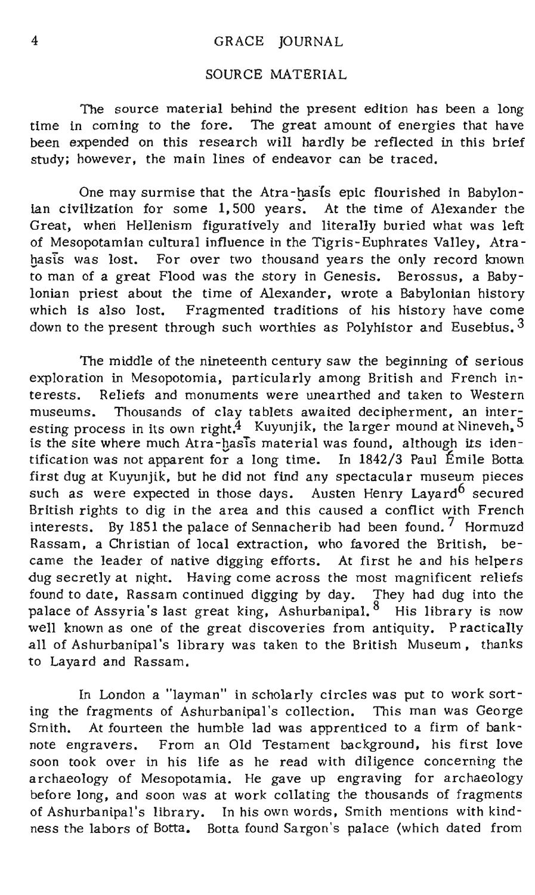## SOURCE MATERIAL

The source material behind the present edition has been a long time in coming to the fore. The great amount of energies that have been expended on this research will hardly be reflected in this brief study; however, the main lines of endeavor can be traced.

One may surmise that the Atra-ḫasīs epic flourished in Babylonian civilization for some 1,500 years. At the time of Alexander the Great, when Hellenism figuratively and literally buried what was left of Mesopotamian cultural influence in the Tigris-Euphrates Valley, Atra-ḫasīs was lost. For over two thousand years the only record known to man of a great Flood was the story in Genesis. Berossus, a Babylonian priest about the time of Alexander, wrote a Babylonian history which is also lost. Fragmented traditions of his history have come down to the present through such worthies as Polyhistor and Eusebius.[3]

The middle of the nineteenth century saw the beginning of serious exploration in Mesopotomia, particularly among British and French interests. Reliefs and monuments were unearthed and taken to Western museums. Thousands of clay tablets awaited decipherment, an interesting process in its own right.[4] Kuyunjik, the larger mound at Nineveh,[5] is the site where much Atra-ḫasīs material was found, although its identification was not apparent for a long time. In 1842/3 Paul Émile Botta first dug at Kuyunjik, but he did not find any spectacular museum pieces such as were expected in those days. Austen Henry Layard[6] secured British rights to dig in the area and this caused a conflict with French interests. By 1851 the palace of Sennacherib had been found.[7] Hormuzd Rassam, a Christian of local extraction, who favored the British, became the leader of native digging efforts. At first he and his helpers dug secretly at night. Having come across the most magnificent reliefs found to date, Rassam continued digging by day. They had dug into the palace of Assyria's last great king, Ashurbanipal.[8] His library is now well known as one of the great discoveries from antiquity. Practically all of Ashurbanipal's library was taken to the British Museum, thanks to Layard and Rassam.

In London a "layman" in scholarly circles was put to work sorting the fragments of Ashurbanipal's collection. This man was George Smith. At fourteen the humble lad was apprenticed to a firm of bank-note engravers. From an Old Testament background, his first love soon took over in his life as he read with diligence concerning the archaeology of Mesopotamia. He gave up engraving for archaeology before long, and soon was at work collating the thousands of fragments of Ashurbanipal's library. In his own words, Smith mentions with kindness the labors of Botta. Botta found Sargon's palace (which dated from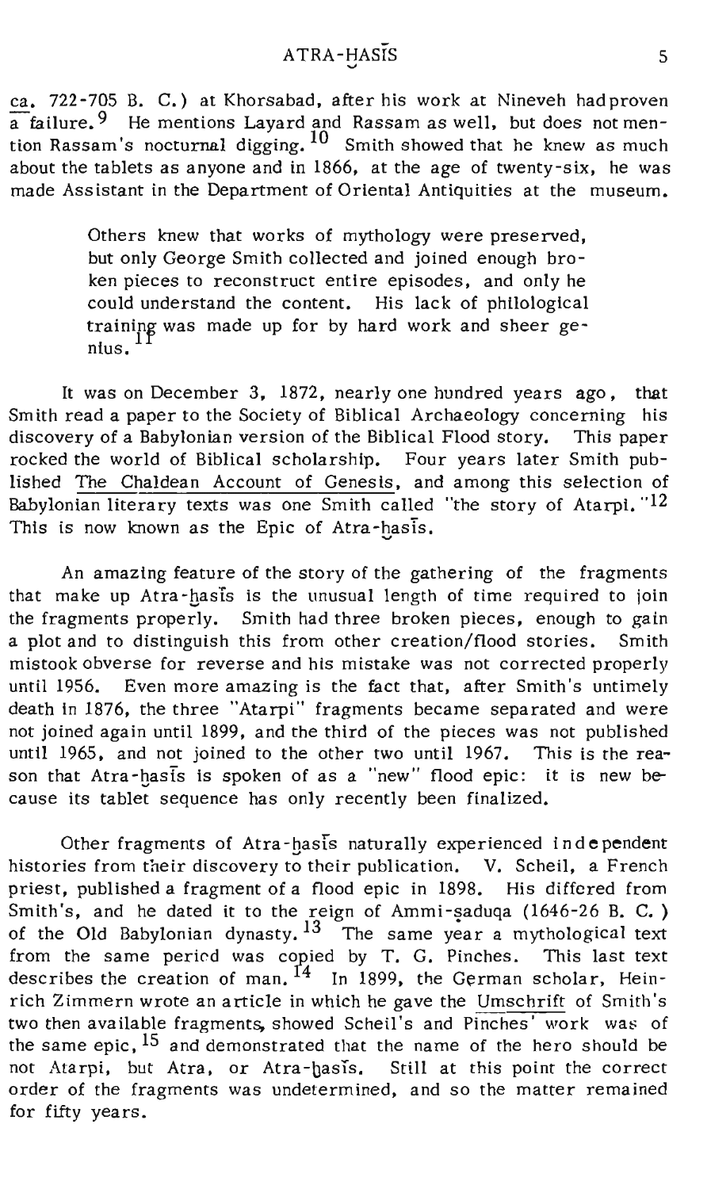ca. 722-705 B. C.) at Khorsabad, after his work at Nineveh had proven a failure.[9] He mentions Layard and Rassam as well, but does not mention Rassam's nocturnal digging.[10] Smith showed that he knew as much about the tablets as anyone and in 1866, at the age of twenty-six, he was made Assistant in the Department of Oriental Antiquities at the museum.

> Others knew that works of mythology were preserved, but only George Smith collected and joined enough broken pieces to reconstruct entire episodes, and only he could understand the content. His lack of philological training was made up for by hard work and sheer genius.[11]

It was on December 3, 1872, nearly one hundred years ago, that Smith read a paper to the Society of Biblical Archaeology concerning his discovery of a Babylonian version of the Biblical Flood story. This paper rocked the world of Biblical scholarship. Four years later Smith published The Chaldean Account of Genesis, and among this selection of Babylonian literary texts was one Smith called "the story of Atarpi."[12] This is now known as the Epic of Atra-ḫasīs.

An amazing feature of the story of the gathering of the fragments that make up Atra-ḫasīs is the unusual length of time required to join the fragments properly. Smith had three broken pieces, enough to gain a plot and to distinguish this from other creation/flood stories. Smith mistook obverse for reverse and his mistake was not corrected properly until 1956. Even more amazing is the fact that, after Smith's untimely death in 1876, the three "Atarpi" fragments became separated and were not joined again until 1899, and the third of the pieces was not published until 1965, and not joined to the other two until 1967. This is the reason that Atra-ḫasīs is spoken of as a "new" flood epic: it is new because its tablet sequence has only recently been finalized.

Other fragments of Atra-ḫasīs naturally experienced independent histories from their discovery to their publication. V. Scheil, a French priest, published a fragment of a flood epic in 1898. His differed from Smith's, and he dated it to the reign of Ammi-ṣaduqa (1646-26 B. C.) of the Old Babylonian dynasty.[13] The same year a mythological text from the same period was copied by T. G. Pinches. This last text describes the creation of man.[14] In 1899, the German scholar, Heinrich Zimmern wrote an article in which he gave the Umschrift of Smith's two then available fragments, showed Scheil's and Pinches' work was of the same epic,[15] and demonstrated that the name of the hero should be not Atarpi, but Atra, or Atra-ḫasīs. Still at this point the correct order of the fragments was undetermined, and so the matter remained for fifty years.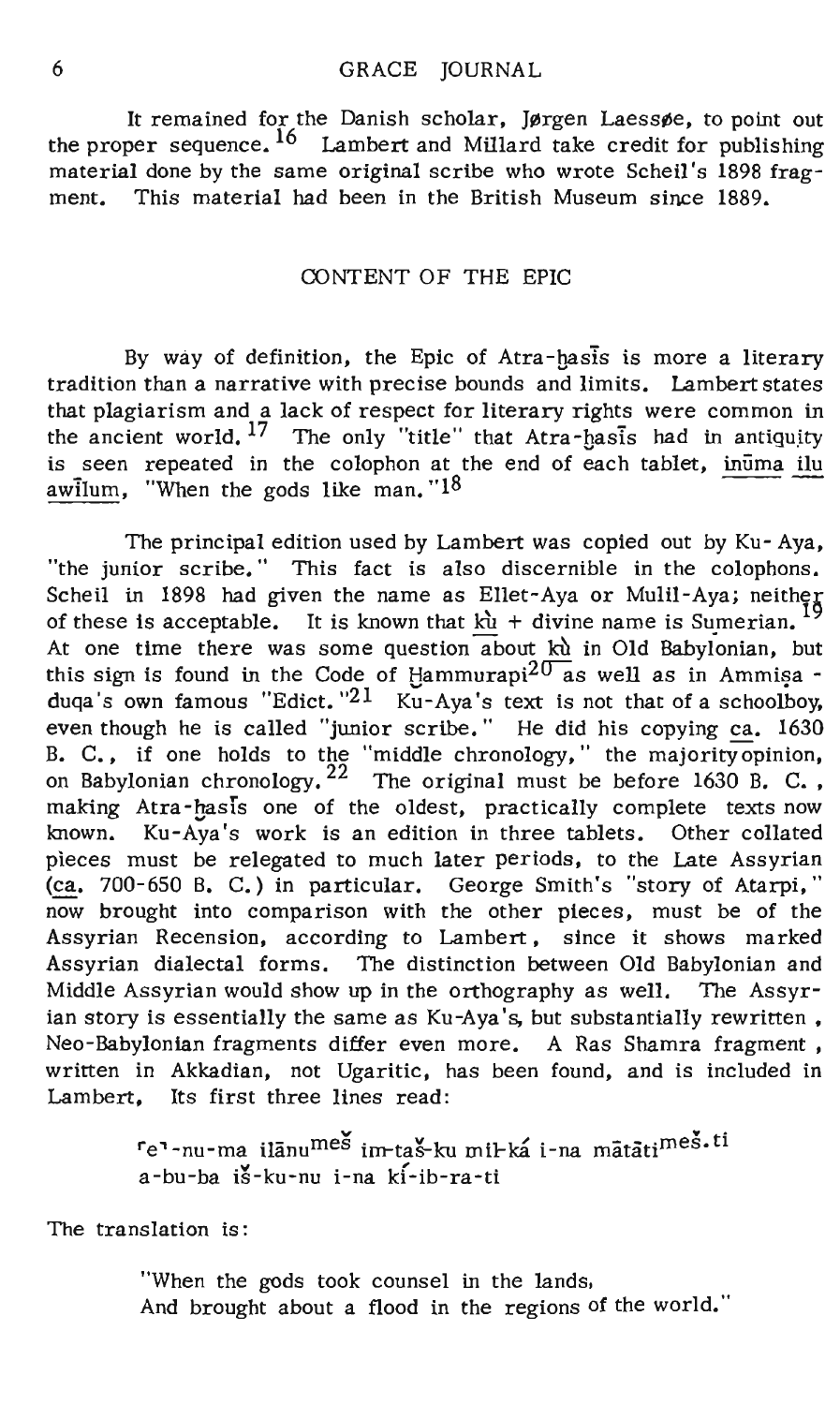It remained for the Danish scholar, Jørgen Laessøe, to point out the proper sequence.[16] Lambert and Millard take credit for publishing material done by the same original scribe who wrote Scheil's 1898 fragment. This material had been in the British Museum since 1889.

## CONTENT OF THE EPIC

By way of definition, the Epic of Atra-ḫasīs is more a literary tradition than a narrative with precise bounds and limits. Lambert states that plagiarism and a lack of respect for literary rights were common in the ancient world.[17] The only "title" that Atra-ḫasīs had in antiquity is seen repeated in the colophon at the end of each tablet, inūma ilu awīlum, "When the gods like man."[18]

The principal edition used by Lambert was copied out by Ku-Aya, "the junior scribe." This fact is also discernible in the colophons. Scheil in 1898 had given the name as Ellet-Aya or Mulil-Aya; neither of these is acceptable. It is known that kù + divine name is Sumerian.[19] At one time there was some question about kù in Old Babylonian, but this sign is found in the Code of Ḫammurapi[20] as well as in Ammiṣa-duqa's own famous "Edict."[21] Ku-Aya's text is not that of a schoolboy, even though he is called "junior scribe." He did his copying ca. 1630 B. C., if one holds to the "middle chronology," the majority opinion, on Babylonian chronology.[22] The original must be before 1630 B. C., making Atra-ḫasīs one of the oldest, practically complete texts now known. Ku-Aya's work is an edition in three tablets. Other collated pieces must be relegated to much later periods, to the Late Assyrian (ca. 700-650 B. C.) in particular. George Smith's "story of Atarpi," now brought into comparison with the other pieces, must be of the Assyrian Recension, according to Lambert, since it shows marked Assyrian dialectal forms. The distinction between Old Babylonian and Middle Assyrian would show up in the orthography as well. The Assyrian story is essentially the same as Ku-Aya's, but substantially rewritten, Neo-Babylonian fragments differ even more. A Ras Shamra fragment, written in Akkadian, not Ugaritic, has been found, and is included in Lambert. Its first three lines read:

> ⌜e⌝-nu-ma ilānu$^{meš}$ im-taš-ku mil-ká i-na mātāti$^{meš.ti}$
> a-bu-ba iš-ku-nu i-na kí-ib-ra-ti

The translation is:

> "When the gods took counsel in the lands,
> And brought about a flood in the regions of the world."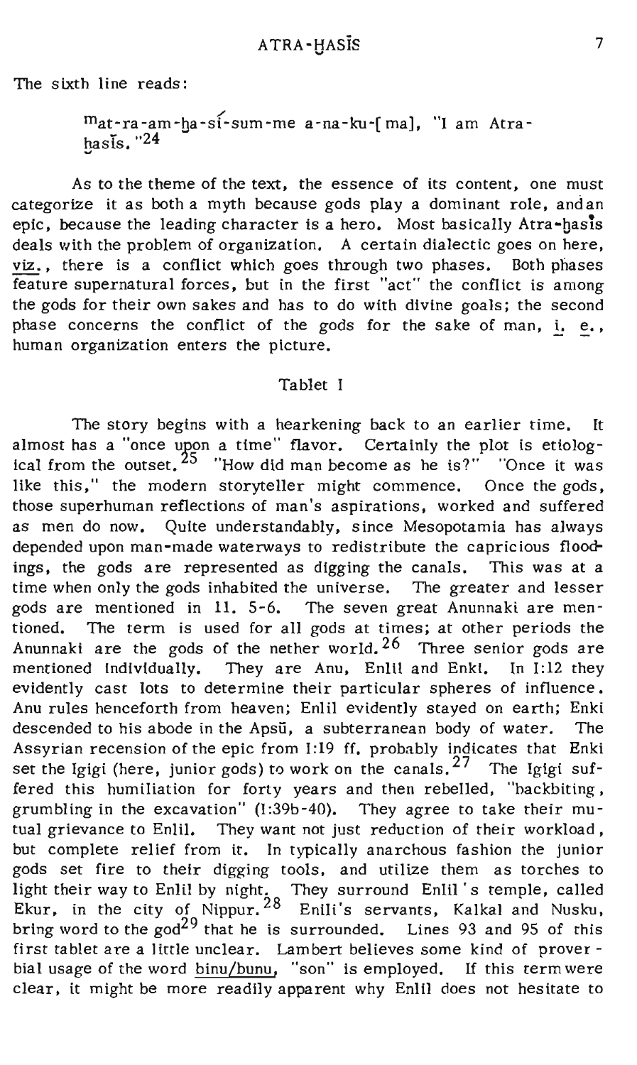The sixth line reads:

> mat-ra-am-ḫa-sí-sum-me a-na-ku-[ma], "I am Atra-ḫasīs."[24]

As to the theme of the text, the essence of its content, one must categorize it as both a myth because gods play a dominant role, and an epic, because the leading character is a hero. Most basically Atra-ḫasīs deals with the problem of organization. A certain dialectic goes on here, viz., there is a conflict which goes through two phases. Both phases feature supernatural forces, but in the first "act" the conflict is among the gods for their own sakes and has to do with divine goals; the second phase concerns the conflict of the gods for the sake of man, i. e., human organization enters the picture.

## Tablet I

The story begins with a hearkening back to an earlier time. It almost has a "once upon a time" flavor. Certainly the plot is etiological from the outset.[25] "How did man become as he is?" "Once it was like this," the modern storyteller might commence. Once the gods, those superhuman reflections of man's aspirations, worked and suffered as men do now. Quite understandably, since Mesopotamia has always depended upon man-made waterways to redistribute the capricious floodings, the gods are represented as digging the canals. This was at a time when only the gods inhabited the universe. The greater and lesser gods are mentioned in ll. 5-6. The seven great Anunnaki are mentioned. The term is used for all gods at times; at other periods the Anunnaki are the gods of the nether world.[26] Three senior gods are mentioned individually. They are Anu, Enlil and Enki. In I:12 they evidently cast lots to determine their particular spheres of influence. Anu rules henceforth from heaven; Enlil evidently stayed on earth; Enki descended to his abode in the Apsû, a subterranean body of water. The Assyrian recension of the epic from I:19 ff. probably indicates that Enki set the Igigi (here, junior gods) to work on the canals.[27] The Igigi suffered this humiliation for forty years and then rebelled, "backbiting, grumbling in the excavation" (I:39b-40). They agree to take their mutual grievance to Enlil. They want not just reduction of their workload, but complete relief from it. In typically anarchous fashion the junior gods set fire to their digging tools, and utilize them as torches to light their way to Enlil by night. They surround Enlil's temple, called Ekur, in the city of Nippur.[28] Enlil's servants, Kalkal and Nusku, bring word to the god[29] that he is surrounded. Lines 93 and 95 of this first tablet are a little unclear. Lambert believes some kind of proverbial usage of the word binu/bunu, "son" is employed. If this term were clear, it might be more readily apparent why Enlil does not hesitate to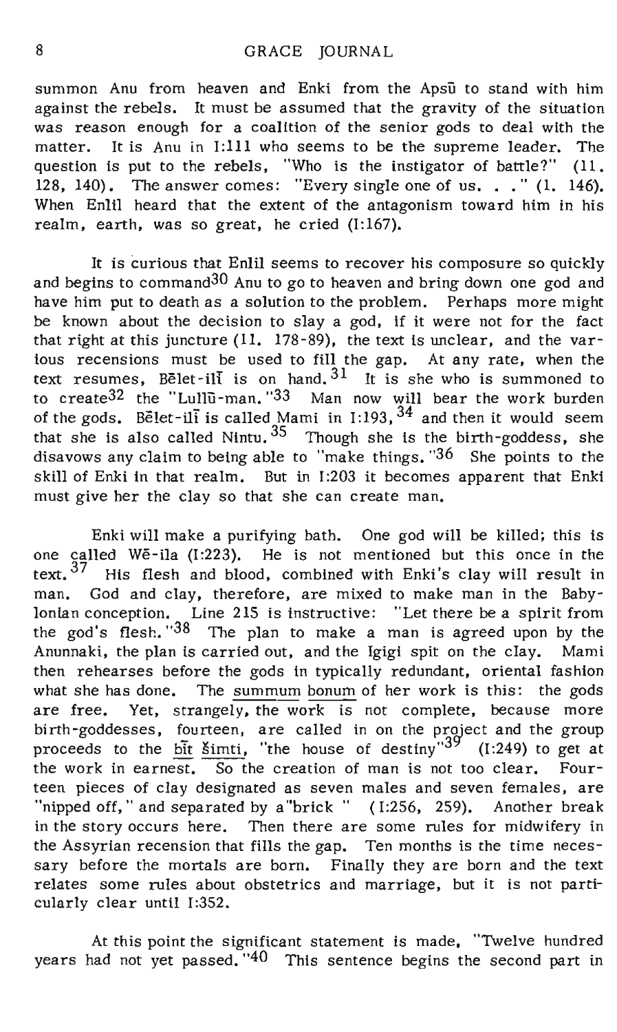summon Anu from heaven and Enki from the Apsû to stand with him against the rebels. It must be assumed that the gravity of the situation was reason enough for a coalition of the senior gods to deal with the matter. It is Anu in I:111 who seems to be the supreme leader. The question is put to the rebels, "Who is the instigator of battle?" (ll. 128, 140). The answer comes: "Every single one of us. . ." (l. 146). When Enlil heard that the extent of the antagonism toward him in his realm, earth, was so great, he cried (I:167).

It is curious that Enlil seems to recover his composure so quickly and begins to command[30] Anu to go to heaven and bring down one god and have him put to death as a solution to the problem. Perhaps more might be known about the decision to slay a god, if it were not for the fact that right at this juncture (ll. 178-89), the text is unclear, and the various recensions must be used to fill the gap. At any rate, when the text resumes, Bēlet-ilī is on hand.[31] It is she who is summoned to to create[32] the "Lullû-man."[33] Man now will bear the work burden of the gods. Bēlet-ilī is called Mami in I:193,[34] and then it would seem that she is also called Nintu.[35] Though she is the birth-goddess, she disavows any claim to being able to "make things."[36] She points to the skill of Enki in that realm. But in I:203 it becomes apparent that Enki must give her the clay so that she can create man.

Enki will make a purifying bath. One god will be killed; this is one called Wē-ila (I:223). He is not mentioned but this once in the text.[37] His flesh and blood, combined with Enki's clay will result in man. God and clay, therefore, are mixed to make man in the Babylonian conception. Line 215 is instructive: "Let there be a spirit from the god's flesh."[38] The plan to make a man is agreed upon by the Anunnaki, the plan is carried out, and the Igigi spit on the clay. Mami then rehearses before the gods in typically redundant, oriental fashion what she has done. The summum bonum of her work is this: the gods are free. Yet, strangely, the work is not complete, because more birth-goddesses, fourteen, are called in on the project and the group proceeds to the bīt šimti, "the house of destiny"[39] (I:249) to get at the work in earnest. So the creation of man is not too clear. Fourteen pieces of clay designated as seven males and seven females, are "nipped off," and separated by a "brick" (I:256, 259). Another break in the story occurs here. Then there are some rules for midwifery in the Assyrian recension that fills the gap. Ten months is the time necessary before the mortals are born. Finally they are born and the text relates some rules about obstetrics and marriage, but it is not particularly clear until I:352.

At this point the significant statement is made, "Twelve hundred years had not yet passed."[40] This sentence begins the second part in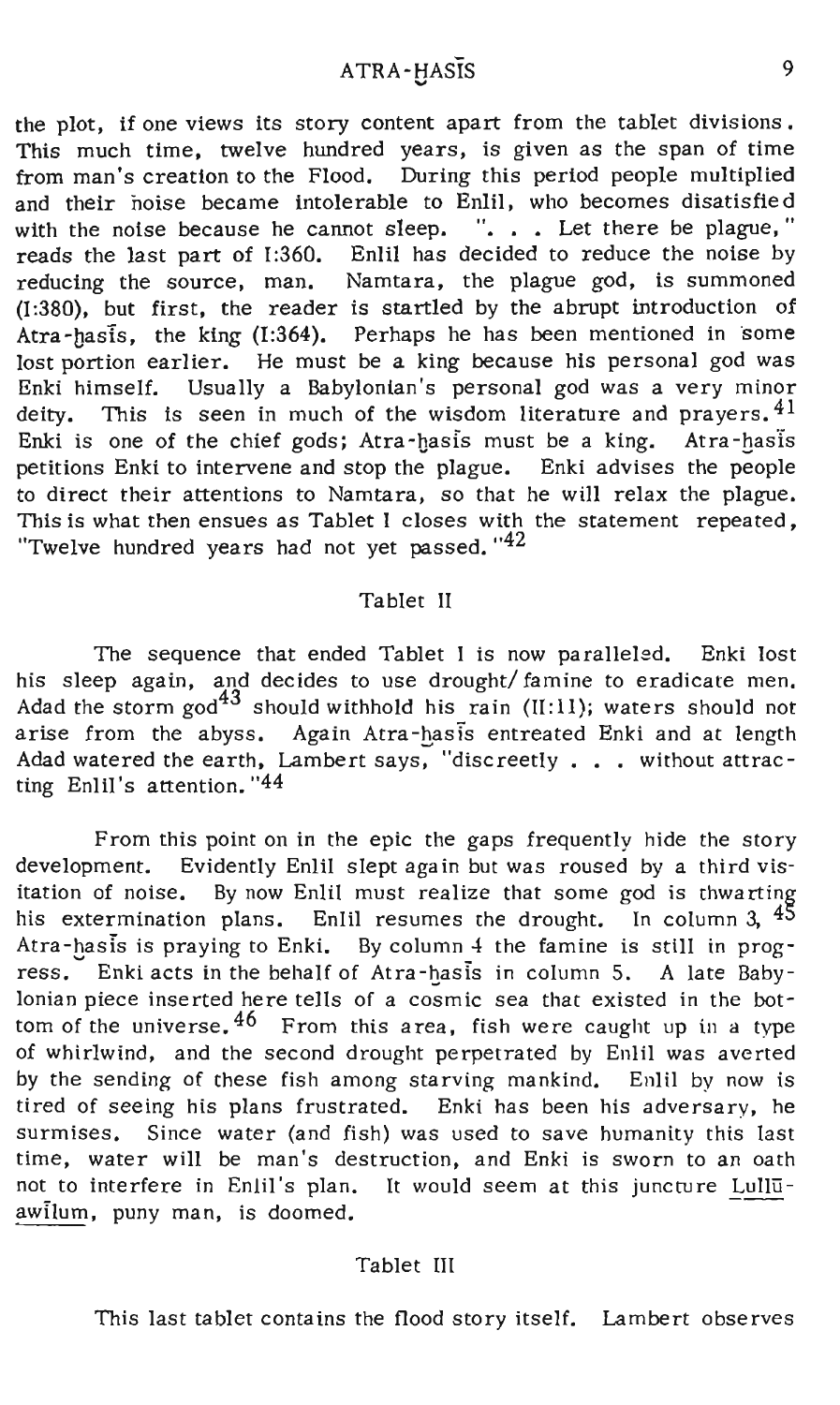the plot, if one views its story content apart from the tablet divisions. This much time, twelve hundred years, is given as the span of time from man's creation to the Flood. During this period people multiplied and their noise became intolerable to Enlil, who becomes disatisfied with the noise because he cannot sleep. ". . . Let there be plague," reads the last part of I:360. Enlil has decided to reduce the noise by reducing the source, man. Namtara, the plague god, is summoned (I:380), but first, the reader is startled by the abrupt introduction of Atra-ḫasīs, the king (I:364). Perhaps he has been mentioned in some lost portion earlier. He must be a king because his personal god was Enki himself. Usually a Babylonian's personal god was a very minor deity. This is seen in much of the wisdom literature and prayers.[41] Enki is one of the chief gods; Atra-ḫasīs must be a king. Atra-ḫasīs petitions Enki to intervene and stop the plague. Enki advises the people to direct their attentions to Namtara, so that he will relax the plague. This is what then ensues as Tablet I closes with the statement repeated, "Twelve hundred years had not yet passed."[42]

## Tablet II

The sequence that ended Tablet I is now paralleled. Enki lost his sleep again, and decides to use drought/famine to eradicate men. Adad the storm god[43] should withhold his rain (II:11); waters should not arise from the abyss. Again Atra-ḫasīs entreated Enki and at length Adad watered the earth, Lambert says, "discreetly . . . without attracting Enlil's attention."[44]

From this point on in the epic the gaps frequently hide the story development. Evidently Enlil slept again but was roused by a third visitation of noise. By now Enlil must realize that some god is thwarting his extermination plans. Enlil resumes the drought. In column 3,[45] Atra-ḫasīs is praying to Enki. By column 4 the famine is still in progress. Enki acts in the behalf of Atra-ḫasīs in column 5. A late Babylonian piece inserted here tells of a cosmic sea that existed in the bottom of the universe.[46] From this area, fish were caught up in a type of whirlwind, and the second drought perpetrated by Enlil was averted by the sending of these fish among starving mankind. Enlil by now is tired of seeing his plans frustrated. Enki has been his adversary, he surmises. Since water (and fish) was used to save humanity this last time, water will be man's destruction, and Enki is sworn to an oath not to interfere in Enlil's plan. It would seem at this juncture _Lullū-awīlum_, puny man, is doomed.

## Tablet III

This last tablet contains the flood story itself. Lambert observes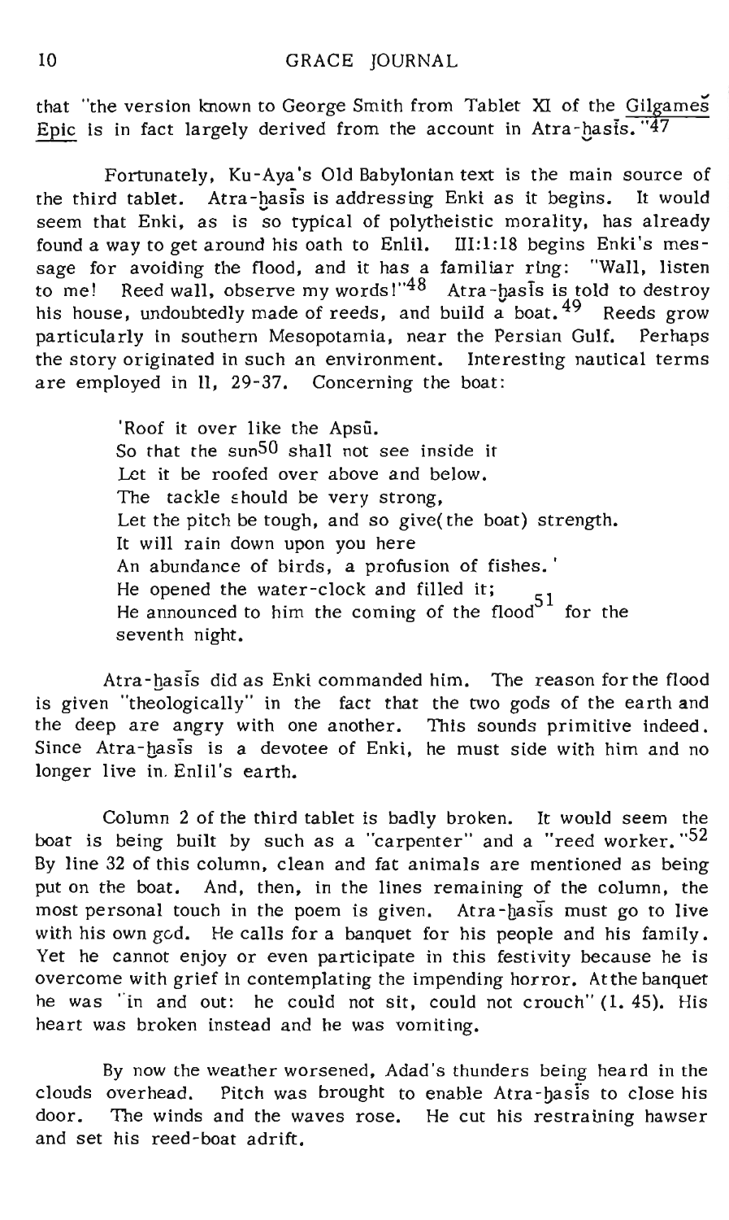that "the version known to George Smith from Tablet XI of the <u>Gilgameš Epic</u> is in fact largely derived from the account in Atra-ḫasīs."[47]

Fortunately, Ku-Aya's Old Babylonian text is the main source of the third tablet. Atra-ḫasīs is addressing Enki as it begins. It would seem that Enki, as is so typical of polytheistic morality, has already found a way to get around his oath to Enlil. III:1:18 begins Enki's message for avoiding the flood, and it has a familiar ring: "Wall, listen to me! Reed wall, observe my words!"[48] Atra-ḫasīs is told to destroy his house, undoubtedly made of reeds, and build a boat.[49] Reeds grow particularly in southern Mesopotamia, near the Persian Gulf. Perhaps the story originated in such an environment. Interesting nautical terms are employed in ll, 29-37. Concerning the boat:

> 'Roof it over like the Apsû.
> So that the sun[50] shall not see inside it
> Let it be roofed over above and below.
> The tackle should be very strong,
> Let the pitch be tough, and so give(the boat) strength.
> It will rain down upon you here
> An abundance of birds, a profusion of fishes.'
> He opened the water-clock and filled it;
> He announced to him the coming of the flood[51] for the seventh night.

Atra-ḫasīs did as Enki commanded him. The reason for the flood is given "theologically" in the fact that the two gods of the earth and the deep are angry with one another. This sounds primitive indeed. Since Atra-ḫasīs is a devotee of Enki, he must side with him and no longer live in Enlil's earth.

Column 2 of the third tablet is badly broken. It would seem the boat is being built by such as a "carpenter" and a "reed worker."[52] By line 32 of this column, clean and fat animals are mentioned as being put on the boat. And, then, in the lines remaining of the column, the most personal touch in the poem is given. Atra-ḫasīs must go to live with his own god. He calls for a banquet for his people and his family. Yet he cannot enjoy or even participate in this festivity because he is overcome with grief in contemplating the impending horror. At the banquet he was "in and out: he could not sit, could not crouch" (1. 45). His heart was broken instead and he was vomiting.

By now the weather worsened, Adad's thunders being heard in the clouds overhead. Pitch was brought to enable Atra-ḫasīs to close his door. The winds and the waves rose. He cut his restraining hawser and set his reed-boat adrift.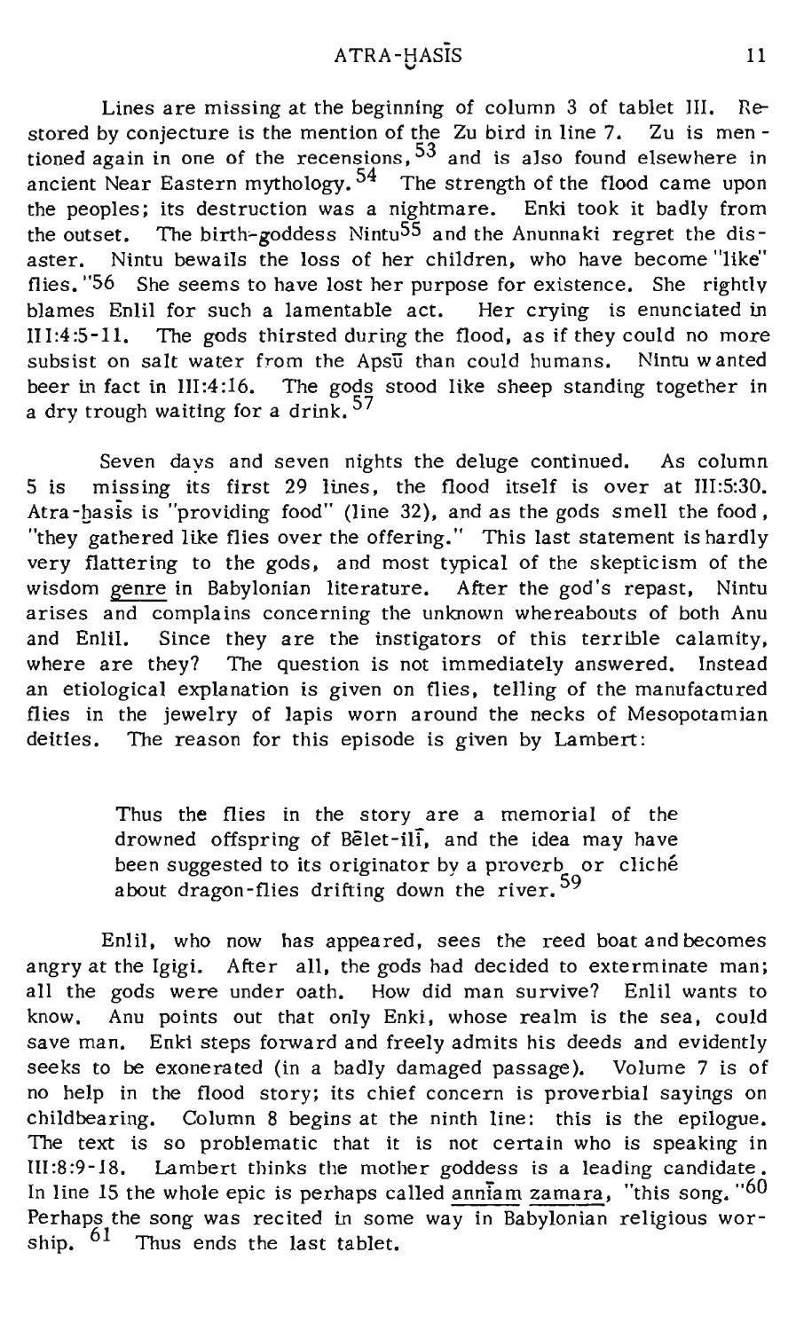Lines are missing at the beginning of column 3 of tablet III. Restored by conjecture is the mention of the Zu bird in line 7. Zu is mentioned again in one of the recensions,[53] and is also found elsewhere in ancient Near Eastern mythology.[54] The strength of the flood came upon the peoples; its destruction was a nightmare. Enki took it badly from the outset. The birth-goddess Nintu[55] and the Anunnaki regret the disaster. Nintu bewails the loss of her children, who have become "like" flies."[56] She seems to have lost her purpose for existence. She rightly blames Enlil for such a lamentable act. Her crying is enunciated in III:4:5-11. The gods thirsted during the flood, as if they could no more subsist on salt water from the Apsū than could humans. Nintu wanted beer in fact in III:4:16. The gods stood like sheep standing together in a dry trough waiting for a drink.[57]

Seven days and seven nights the deluge continued. As column 5 is missing its first 29 lines, the flood itself is over at III:5:30. Atra-ḫasīs is "providing food" (line 32), and as the gods smell the food, "they gathered like flies over the offering." This last statement is hardly very flattering to the gods, and most typical of the skepticism of the wisdom genre in Babylonian literature. After the god's repast, Nintu arises and complains concerning the unknown whereabouts of both Anu and Enlil. Since they are the instigators of this terrible calamity, where are they? The question is not immediately answered. Instead an etiological explanation is given on flies, telling of the manufactured flies in the jewelry of lapis worn around the necks of Mesopotamian deities. The reason for this episode is given by Lambert:

> Thus the flies in the story are a memorial of the drowned offspring of Bēlet-ilī, and the idea may have been suggested to its originator by a proverb or cliché about dragon-flies drifting down the river.[59]

Enlil, who now has appeared, sees the reed boat and becomes angry at the Igigi. After all, the gods had decided to exterminate man; all the gods were under oath. How did man survive? Enlil wants to know. Anu points out that only Enki, whose realm is the sea, could save man. Enki steps forward and freely admits his deeds and evidently seeks to be exonerated (in a badly damaged passage). Volume 7 is of no help in the flood story; its chief concern is proverbial sayings on childbearing. Column 8 begins at the ninth line: this is the epilogue. The text is so problematic that it is not certain who is speaking in III:8:9-18. Lambert thinks the mother goddess is a leading candidate. In line 15 the whole epic is perhaps called annīam zamara, "this song."[60] Perhaps the song was recited in some way in Babylonian religious worship.[61] Thus ends the last tablet.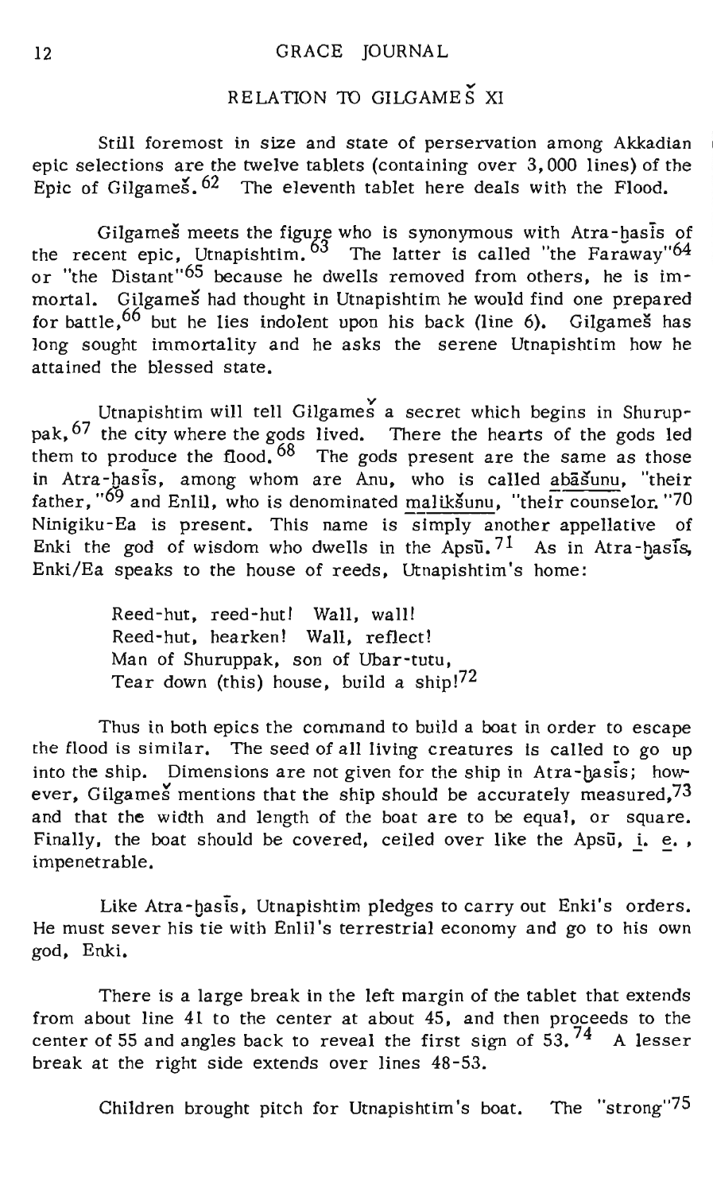## RELATION TO GILGAMEŠ XI

Still foremost in size and state of perservation among Akkadian epic selections are the twelve tablets (containing over 3,000 lines) of the Epic of Gilgameš.[62] The eleventh tablet here deals with the Flood.

Gilgameš meets the figure who is synonymous with Atra-ḫasīs of the recent epic, Utnapishtim.[63] The latter is called "the Faraway"[64] or "the Distant"[65] because he dwells removed from others, he is immortal. Gilgameš had thought in Utnapishtim he would find one prepared for battle,[66] but he lies indolent upon his back (line 6). Gilgameš has long sought immortality and he asks the serene Utnapishtim how he attained the blessed state.

Utnapishtim will tell Gilgameš a secret which begins in Shuruppak,[67] the city where the gods lived. There the hearts of the gods led them to produce the flood.[68] The gods present are the same as those in Atra-ḫasīs, among whom are Anu, who is called abāšunu, "their father,"[69] and Enlil, who is denominated malikšunu, "their counselor."[70] Ninigiku-Ea is present. This name is simply another appellative of Enki the god of wisdom who dwells in the Apsū.[71] As in Atra-ḫasīs, Enki/Ea speaks to the house of reeds, Utnapishtim's home:

> Reed-hut, reed-hut! Wall, wall!
> Reed-hut, hearken! Wall, reflect!
> Man of Shuruppak, son of Ubar-tutu,
> Tear down (this) house, build a ship![72]

Thus in both epics the command to build a boat in order to escape the flood is similar. The seed of all living creatures is called to go up into the ship. Dimensions are not given for the ship in Atra-ḫasīs; however, Gilgameš mentions that the ship should be accurately measured,[73] and that the width and length of the boat are to be equal, or square. Finally, the boat should be covered, ceiled over like the Apsū, i. e., impenetrable.

Like Atra-ḫasīs, Utnapishtim pledges to carry out Enki's orders. He must sever his tie with Enlil's terrestrial economy and go to his own god, Enki.

There is a large break in the left margin of the tablet that extends from about line 41 to the center at about 45, and then proceeds to the center of 55 and angles back to reveal the first sign of 53.[74] A lesser break at the right side extends over lines 48-53.

Children brought pitch for Utnapishtim's boat. The "strong"[75]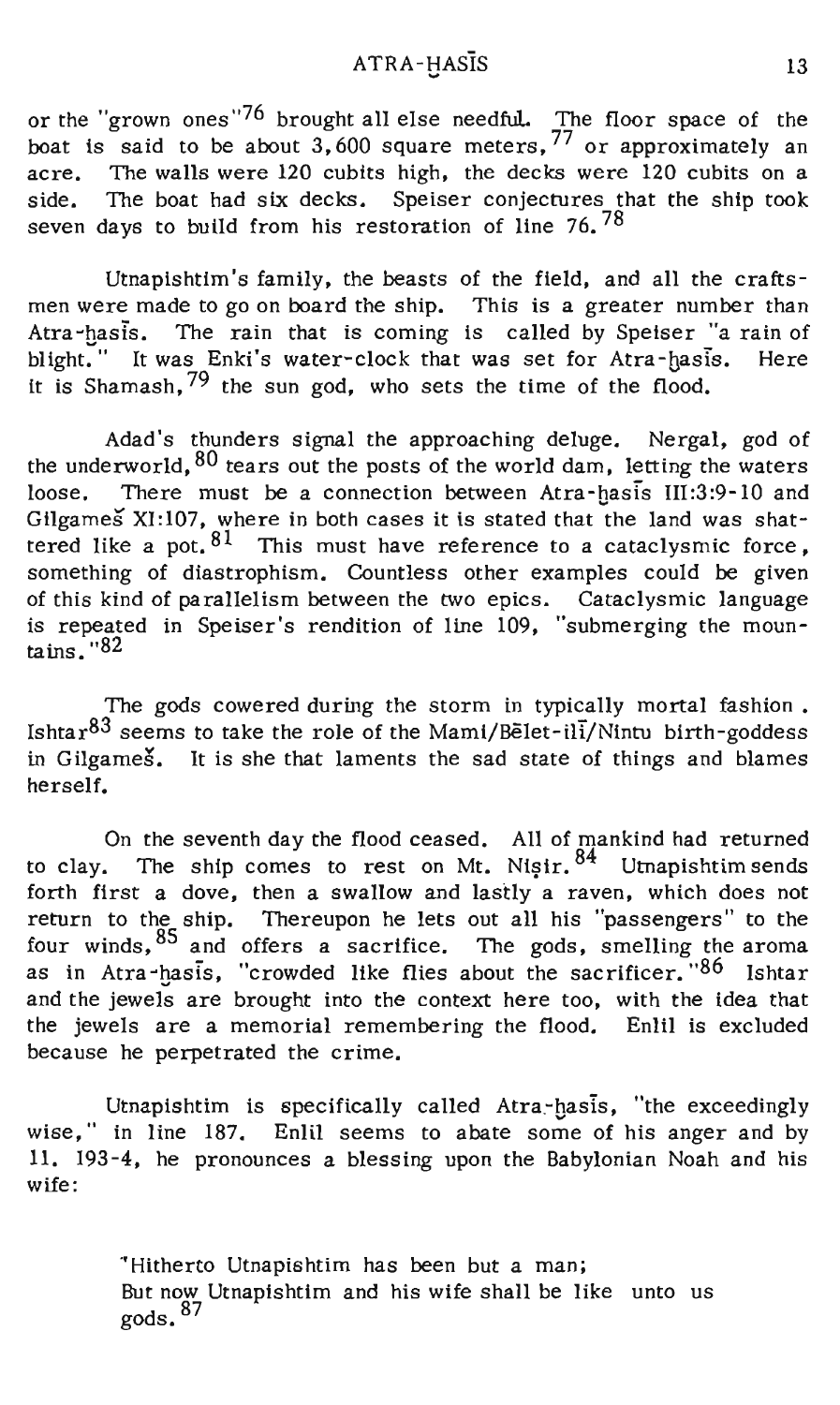or the "grown ones"[76] brought all else needful. The floor space of the boat is said to be about 3,600 square meters,[77] or approximately an acre. The walls were 120 cubits high, the decks were 120 cubits on a side. The boat had six decks. Speiser conjectures that the ship took seven days to build from his restoration of line 76.[78]

Utnapishtim's family, the beasts of the field, and all the craftsmen were made to go on board the ship. This is a greater number than Atra-ḫasīs. The rain that is coming is called by Speiser "a rain of blight." It was Enki's water-clock that was set for Atra-ḫasīs. Here it is Shamash,[79] the sun god, who sets the time of the flood.

Adad's thunders signal the approaching deluge. Nergal, god of the underworld,[80] tears out the posts of the world dam, letting the waters loose. There must be a connection between Atra-ḫasīs III:3:9-10 and Gilgameš XI:107, where in both cases it is stated that the land was shattered like a pot.[81] This must have reference to a cataclysmic force, something of diastrophism. Countless other examples could be given of this kind of parallelism between the two epics. Cataclysmic language is repeated in Speiser's rendition of line 109, "submerging the mountains."[82]

The gods cowered during the storm in typically mortal fashion. Ishtar[83] seems to take the role of the Mami/Bēlet-ilī/Nintu birth-goddess in Gilgameš. It is she that laments the sad state of things and blames herself.

On the seventh day the flood ceased. All of mankind had returned to clay. The ship comes to rest on Mt. Niṣir.[84] Utnapishtim sends forth first a dove, then a swallow and lastly a raven, which does not return to the ship. Thereupon he lets out all his "passengers" to the four winds,[85] and offers a sacrifice. The gods, smelling the aroma as in Atra-ḫasīs, "crowded like flies about the sacrificer."[86] Ishtar and the jewels are brought into the context here too, with the idea that the jewels are a memorial remembering the flood. Enlil is excluded because he perpetrated the crime.

Utnapishtim is specifically called Atra-ḫasīs, "the exceedingly wise," in line 187. Enlil seems to abate some of his anger and by ll. 193-4, he pronounces a blessing upon the Babylonian Noah and his wife:

> "Hitherto Utnapishtim has been but a man;
> But now Utnapishtim and his wife shall be like unto us gods.[87]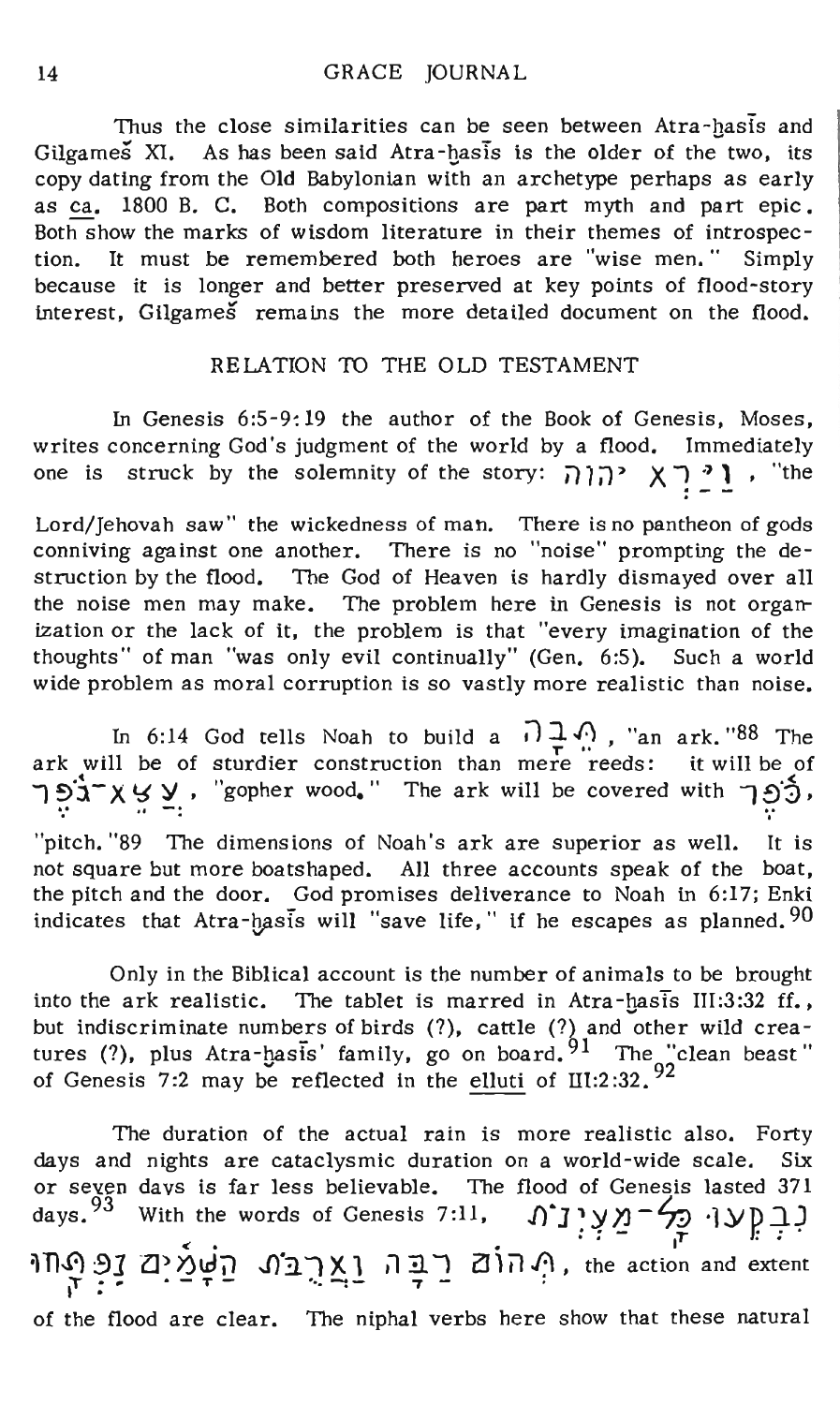Thus the close similarities can be seen between Atra-ḫasīs and Gilgameš XI. As has been said Atra-ḫasīs is the older of the two, its copy dating from the Old Babylonian with an archetype perhaps as early as ca. 1800 B. C. Both compositions are part myth and part epic. Both show the marks of wisdom literature in their themes of introspection. It must be remembered both heroes are "wise men." Simply because it is longer and better preserved at key points of flood-story interest, Gilgameš remains the more detailed document on the flood.

## RELATION TO THE OLD TESTAMENT

In Genesis 6:5-9:19 the author of the Book of Genesis, Moses, writes concerning God's judgment of the world by a flood. Immediately one is struck by the solemnity of the story: וַיַּרְא יְהוָה, "the Lord/Jehovah saw" the wickedness of man. There is no pantheon of gods conniving against one another. There is no "noise" prompting the destruction by the flood. The God of Heaven is hardly dismayed over all the noise men may make. The problem here in Genesis is not organization or the lack of it, the problem is that "every imagination of the thoughts" of man "was only evil continually" (Gen. 6:5). Such a world wide problem as moral corruption is so vastly more realistic than noise.

In 6:14 God tells Noah to build a תֵּבָה, "an ark."[88] The ark will be of sturdier construction than mere reeds: it will be of עֲצֵי־גֹפֶר, "gopher wood." The ark will be covered with כֹּפֶר, "pitch."[89] The dimensions of Noah's ark are superior as well. It is not square but more boatshaped. All three accounts speak of the boat, the pitch and the door. God promises deliverance to Noah in 6:17; Enki indicates that Atra-ḫasīs will "save life," if he escapes as planned.[90]

Only in the Biblical account is the number of animals to be brought into the ark realistic. The tablet is marred in Atra-ḫasīs III:3:32 ff., but indiscriminate numbers of birds (?), cattle (?) and other wild creatures (?), plus Atra-ḫasīs' family, go on board.[91] The "clean beast" of Genesis 7:2 may be reflected in the elluti of III:2:32.[92]

The duration of the actual rain is more realistic also. Forty days and nights are cataclysmic duration on a world-wide scale. Six or seven days is far less believable. The flood of Genesis lasted 371 days.[93] With the words of Genesis 7:11, נִבְקְעוּ כָּל־מַעְיְנֹת תְּהוֹם רַבָּה וַאֲרֻבֹּת הַשָּׁמַיִם נִפְתָּחוּ, the action and extent of the flood are clear. The niphal verbs here show that these natural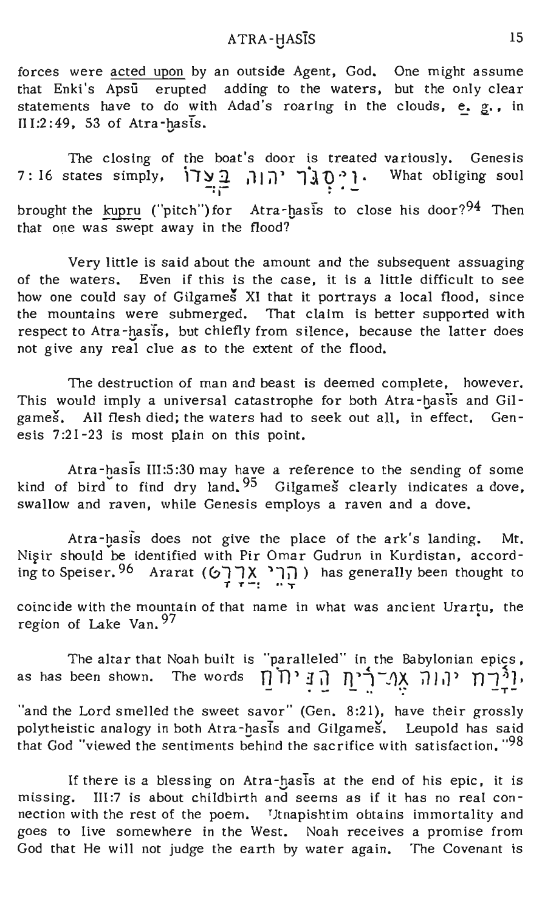forces were acted upon by an outside Agent, God. One might assume that Enki's Apsû erupted adding to the waters, but the only clear statements have to do with Adad's roaring in the clouds, e. g., in III:2:49, 53 of Atra-ḫasīs.

The closing of the boat's door is treated variously. Genesis 7:16 states simply, וַיִּסְגֹּר יְהוָה בַּעֲדוֹ. What obliging soul brought the kupru ("pitch") for Atra-ḫasīs to close his door?[94] Then that one was swept away in the flood?

Very little is said about the amount and the subsequent assuaging of the waters. Even if this is the case, it is a little difficult to see how one could say of Gilgameš XI that it portrays a local flood, since the mountains were submerged. That claim is better supported with respect to Atra-ḫasīs, but chiefly from silence, because the latter does not give any real clue as to the extent of the flood.

The destruction of man and beast is deemed complete, however. This would imply a universal catastrophe for both Atra-ḫasīs and Gilgameš. All flesh died; the waters had to seek out all, in effect. Genesis 7:21-23 is most plain on this point.

Atra-ḫasīs III:5:30 may have a reference to the sending of some kind of bird to find dry land.[95] Gilgameš clearly indicates a dove, swallow and raven, while Genesis employs a raven and a dove.

Atra-ḫasīs does not give the place of the ark's landing. Mt. Niṣir should be identified with Pir Omar Gudrun in Kurdistan, according to Speiser.[96] Ararat (הָרֵי אֲרָרָט) has generally been thought to coincide with the mountain of that name in what was ancient Urarṭu, the region of Lake Van.[97]

The altar that Noah built is "paralleled" in the Babylonian epics, as has been shown. The words וַיָּרַח יְהוָה אֶת־רֵיחַ הַנִּיחֹחַ "and the Lord smelled the sweet savor" (Gen. 8:21), have their grossly polytheistic analogy in both Atra-ḫasīs and Gilgameš. Leupold has said that God "viewed the sentiments behind the sacrifice with satisfaction."[98]

If there is a blessing on Atra-ḫasīs at the end of his epic, it is missing. III:7 is about childbirth and seems as if it has no real connection with the rest of the poem. Utnapishtim obtains immortality and goes to live somewhere in the West. Noah receives a promise from God that He will not judge the earth by water again. The Covenant is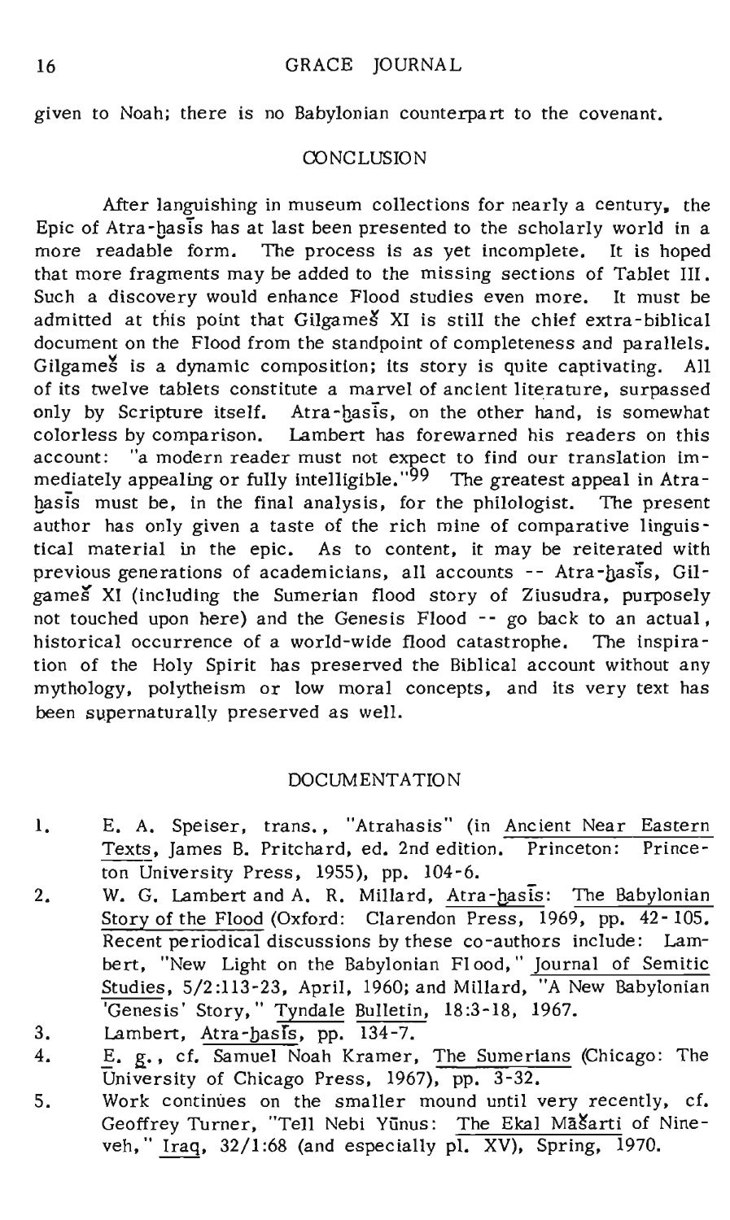given to Noah; there is no Babylonian counterpart to the covenant.

## CONCLUSION

After languishing in museum collections for nearly a century, the Epic of Atra-ḫasīs has at last been presented to the scholarly world in a more readable form. The process is as yet incomplete. It is hoped that more fragments may be added to the missing sections of Tablet III. Such a discovery would enhance Flood studies even more. It must be admitted at this point that Gilgameš XI is still the chief extra-biblical document on the Flood from the standpoint of completeness and parallels. Gilgameš is a dynamic composition; its story is quite captivating. All of its twelve tablets constitute a marvel of ancient literature, surpassed only by Scripture itself. Atra-ḫasīs, on the other hand, is somewhat colorless by comparison. Lambert has forewarned his readers on this account: "a modern reader must not expect to find our translation immediately appealing or fully intelligible."[99] The greatest appeal in Atra-ḫasīs must be, in the final analysis, for the philologist. The present author has only given a taste of the rich mine of comparative linguistical material in the epic. As to content, it may be reiterated with previous generations of academicians, all accounts -- Atra-ḫasīs, Gilgameš XI (including the Sumerian flood story of Ziusudra, purposely not touched upon here) and the Genesis Flood -- go back to an actual, historical occurrence of a world-wide flood catastrophe. The inspiration of the Holy Spirit has preserved the Biblical account without any mythology, polytheism or low moral concepts, and its very text has been supernaturally preserved as well.

## DOCUMENTATION

1. E. A. Speiser, trans., "Atrahasis" (in Ancient Near Eastern Texts, James B. Pritchard, ed. 2nd edition. Princeton: Princeton University Press, 1955), pp. 104-6.
2. W. G. Lambert and A. R. Millard, Atra-ḫasīs: The Babylonian Story of the Flood (Oxford: Clarendon Press, 1969, pp. 42-105. Recent periodical discussions by these co-authors include: Lambert, "New Light on the Babylonian Flood," Journal of Semitic Studies, 5/2:113-23, April, 1960; and Millard, "A New Babylonian 'Genesis' Story," Tyndale Bulletin, 18:3-18, 1967.
3. Lambert, Atra-ḫasīs, pp. 134-7.
4. E. g., cf. Samuel Noah Kramer, The Sumerians (Chicago: The University of Chicago Press, 1967), pp. 3-32.
5. Work continues on the smaller mound until very recently, cf. Geoffrey Turner, "Tell Nebi Yūnus: The Ekal Māšarti of Nineveh," Iraq, 32/1:68 (and especially pl. XV), Spring, 1970.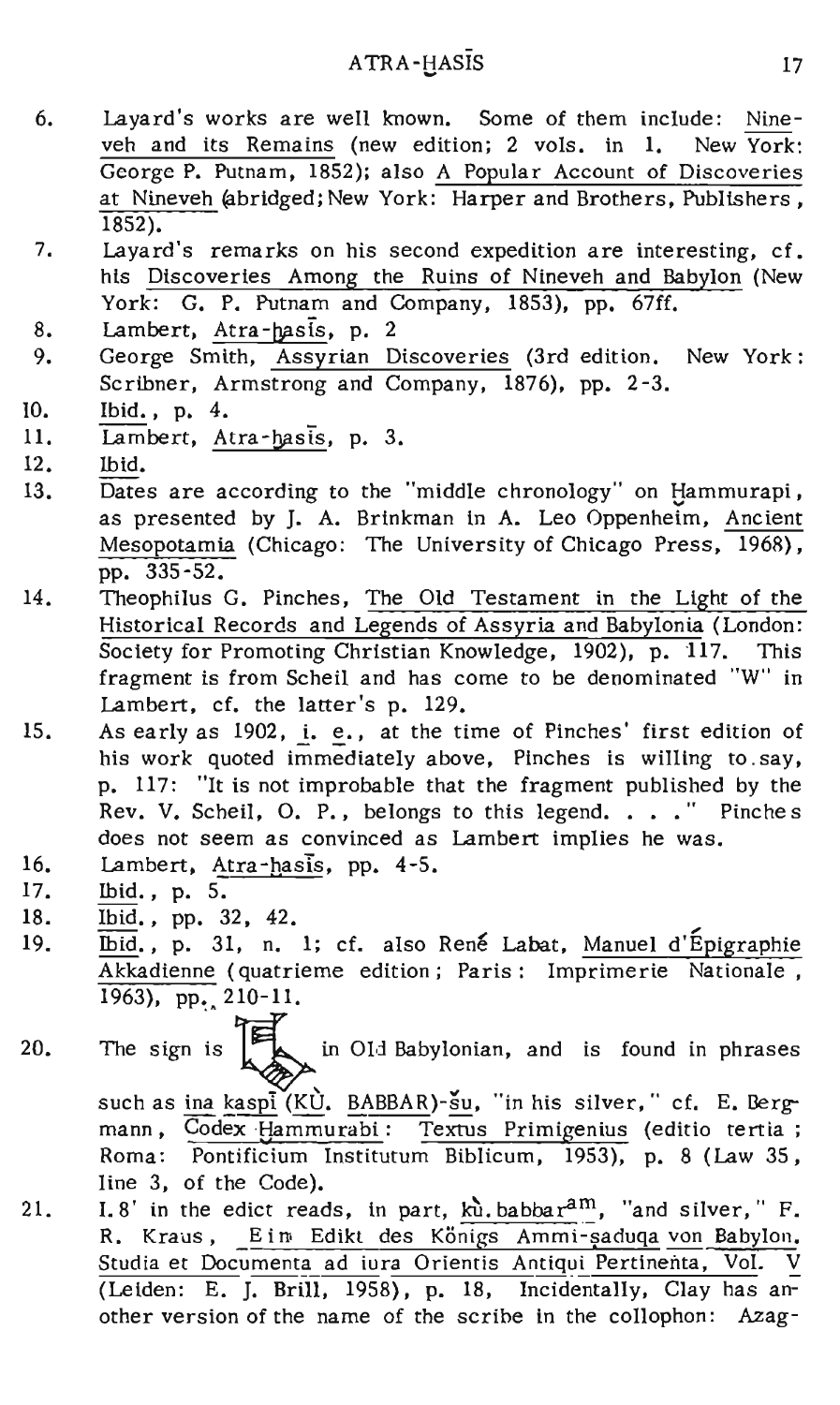6. Layard's works are well known. Some of them include: Nineveh and its Remains (new edition; 2 vols. in 1. New York: George P. Putnam, 1852); also A Popular Account of Discoveries at Nineveh (abridged; New York: Harper and Brothers, Publishers, 1852).
7. Layard's remarks on his second expedition are interesting, cf. his Discoveries Among the Ruins of Nineveh and Babylon (New York: G. P. Putnam and Company, 1853), pp. 67ff.
8. Lambert, Atra-ḫasīs, p. 2
9. George Smith, Assyrian Discoveries (3rd edition. New York: Scribner, Armstrong and Company, 1876), pp. 2-3.
10. Ibid., p. 4.
11. Lambert, Atra-ḫasīs, p. 3.
12. Ibid.
13. Dates are according to the "middle chronology" on Ḫammurapi, as presented by J. A. Brinkman in A. Leo Oppenheim, Ancient Mesopotamia (Chicago: The University of Chicago Press, 1968), pp. 335-52.
14. Theophilus G. Pinches, The Old Testament in the Light of the Historical Records and Legends of Assyria and Babylonia (London: Society for Promoting Christian Knowledge, 1902), p. 117. This fragment is from Scheil and has come to be denominated "W" in Lambert, cf. the latter's p. 129.
15. As early as 1902, i. e., at the time of Pinches' first edition of his work quoted immediately above, Pinches is willing to say, p. 117: "It is not improbable that the fragment published by the Rev. V. Scheil, O. P., belongs to this legend. . . ." Pinches does not seem as convinced as Lambert implies he was.
16. Lambert, Atra-ḫasīs, pp. 4-5.
17. Ibid., p. 5.
18. Ibid., pp. 32, 42.
19. Ibid., p. 31, n. 1; cf. also René Labat, Manuel d'Épigraphie Akkadienne (quatrieme edition; Paris: Imprimerie Nationale, 1963), pp. 210-11.
20. The sign is [sign] in Old Babylonian, and is found in phrases such as ina kaspī (KÙ. BABBAR)-šu, "in his silver," cf. E. Bergmann, Codex Ḫammurabi: Textus Primigenius (editio tertia; Roma: Pontificium Institutum Biblicum, 1953), p. 8 (Law 35, line 3, of the Code).
21. I. 8' in the edict reads, in part, kù.babbar$^{am}$, "and silver," F. R. Kraus, Ein Edikt des Königs Ammi-ṣaduqa von Babylon. Studia et Documenta ad iura Orientis Antiqui Pertinenta, Vol. V (Leiden: E. J. Brill, 1958), p. 18, Incidentally, Clay has another version of the name of the scribe in the collophon: Azag-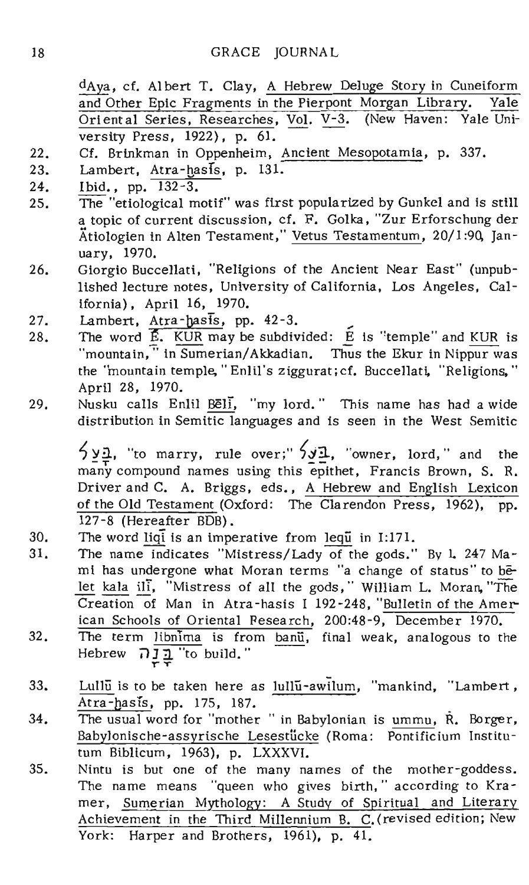$^{d}$Aya, cf. Albert T. Clay, A Hebrew Deluge Story in Cuneiform and Other Epic Fragments in the Pierpont Morgan Library. Yale Oriental Series, Researches, Vol. V-3. (New Haven: Yale University Press, 1922), p. 61.

22. Cf. Brinkman in Oppenheim, Ancient Mesopotamia, p. 337.
23. Lambert, Atra-ḫasīs, p. 131.
24. Ibid., pp. 132-3.
25. The "etiological motif" was first popularized by Gunkel and is still a topic of current discussion, cf. F. Golka, "Zur Erforschung der Ätiologien in Alten Testament," Vetus Testamentum, 20/1:90, January, 1970.
26. Giorgio Buccellati, "Religions of the Ancient Near East" (unpublished lecture notes, University of California, Los Angeles, California), April 16, 1970.
27. Lambert, Atra-ḫasīs, pp. 42-3.
28. The word É. KUR may be subdivided: É is "temple" and KUR is "mountain," in Sumerian/Akkadian. Thus the Ekur in Nippur was the "mountain temple," Enlil's ziggurat; cf. Buccellati, "Religions," April 28, 1970.
29. Nusku calls Enlil Bēlī, "my lord." This name has had a wide distribution in Semitic languages and is seen in the West Semitic בָּעַל, "to marry, rule over;" בַּעַל, "owner, lord," and the many compound names using this epithet, Francis Brown, S. R. Driver and C. A. Briggs, eds., A Hebrew and English Lexicon of the Old Testament (Oxford: The Clarendon Press, 1962), pp. 127-8 (Hereafter BDB).
30. The word liqī is an imperative from leqû in I:171.
31. The name indicates "Mistress/Lady of the gods." By l. 247 Mami has undergone what Moran terms "a change of status" to bēlet kala ilī, "Mistress of all the gods," William L. Moran, "The Creation of Man in Atra-hasis I 192-248, "Bulletin of the American Schools of Oriental Research, 200:48-9, December 1970.
32. The term libnīma is from banû, final weak, analogous to the Hebrew בָּנָה "to build."
33. Lullû is to be taken here as lullû-awīlum, "mankind, "Lambert, Atra-ḫasīs, pp. 175, 187.
34. The usual word for "mother " in Babylonian is ummu, R. Borger, Babylonische-assyrische Lesestücke (Roma: Pontificium Institutum Biblicum, 1963), p. LXXXVI.
35. Nintu is but one of the many names of the mother-goddess. The name means "queen who gives birth," according to Kramer, Sumerian Mythology: A Study of Spiritual and Literary Achievement in the Third Millennium B. C. (revised edition; New York: Harper and Brothers, 1961), p. 41.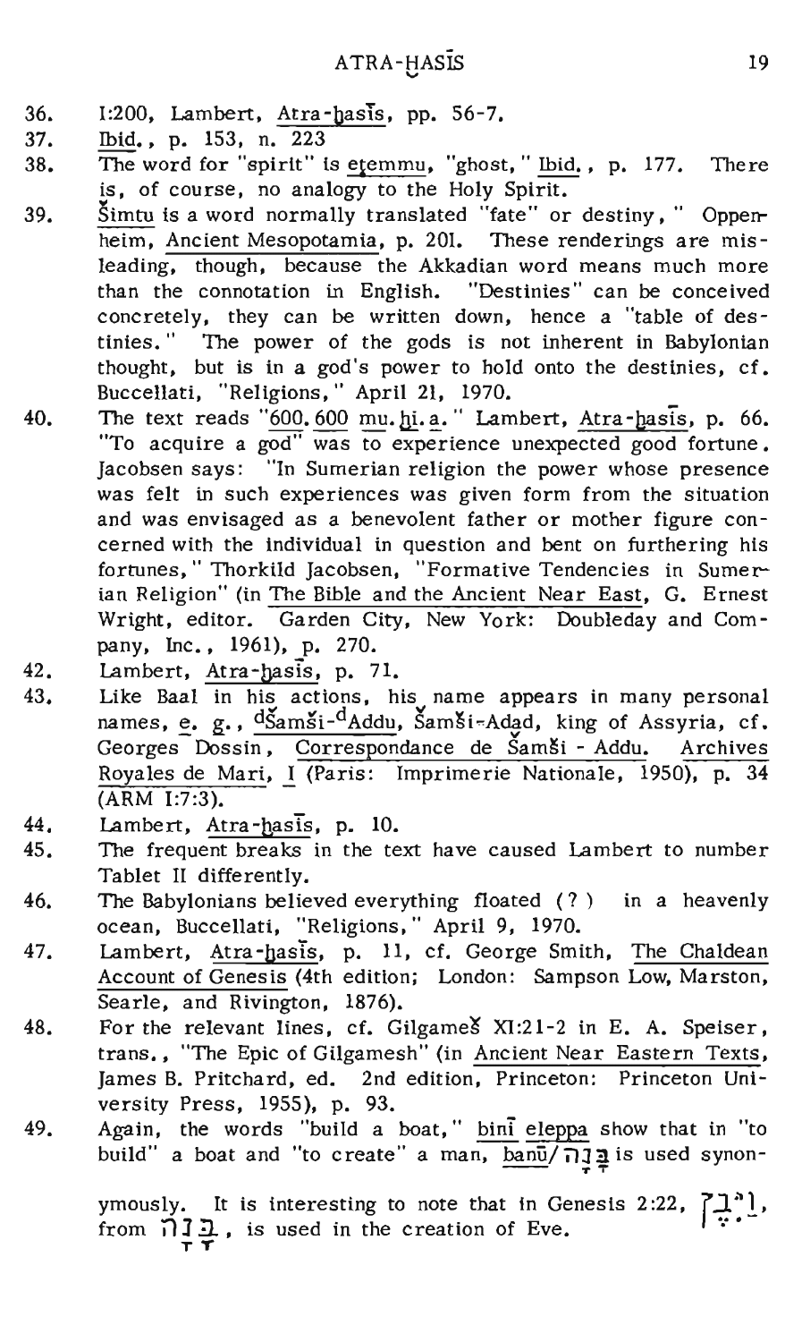36. I:200, Lambert, Atra-ḫasīs, pp. 56-7.
37. Ibid., p. 153, n. 223
38. The word for "spirit" is eṭemmu, "ghost," Ibid., p. 177. There is, of course, no analogy to the Holy Spirit.
39. Šimtu is a word normally translated "fate" or destiny," Oppenheim, Ancient Mesopotamia, p. 201. These renderings are misleading, though, because the Akkadian word means much more than the connotation in English. "Destinies" can be conceived concretely, they can be written down, hence a "table of destinies." The power of the gods is not inherent in Babylonian thought, but is in a god's power to hold onto the destinies, cf. Buccellati, "Religions," April 21, 1970.
40. The text reads "600.600 mu.ḫi.a." Lambert, Atra-ḫasīs, p. 66. "To acquire a god" was to experience unexpected good fortune. Jacobsen says: "In Sumerian religion the power whose presence was felt in such experiences was given form from the situation and was envisaged as a benevolent father or mother figure concerned with the individual in question and bent on furthering his fortunes," Thorkild Jacobsen, "Formative Tendencies in Sumerian Religion" (in The Bible and the Ancient Near East, G. Ernest Wright, editor. Garden City, New York: Doubleday and Company, Inc., 1961), p. 270.
42. Lambert, Atra-ḫasīs, p. 71.
43. Like Baal in his actions, his name appears in many personal names, e. g., dŠamši-dAddu, Šamši-Adad, king of Assyria, cf. Georges Dossin, Correspondance de Šamši - Addu. Archives Royales de Mari, I (Paris: Imprimerie Nationale, 1950), p. 34 (ARM I:7:3).
44. Lambert, Atra-ḫasīs, p. 10.
45. The frequent breaks in the text have caused Lambert to number Tablet II differently.
46. The Babylonians believed everything floated (?) in a heavenly ocean, Buccellati, "Religions," April 9, 1970.
47. Lambert, Atra-ḫasīs, p. 11, cf. George Smith, The Chaldean Account of Genesis (4th edition; London: Sampson Low, Marston, Searle, and Rivington, 1876).
48. For the relevant lines, cf. Gilgameš XI:21-2 in E. A. Speiser, trans., "The Epic of Gilgamesh" (in Ancient Near Eastern Texts, James B. Pritchard, ed. 2nd edition, Princeton: Princeton University Press, 1955), p. 93.
49. Again, the words "build a boat," binī eleppa show that in "to build" a boat and "to create" a man, banū/בָּנָה is used synonymously. It is interesting to note that in Genesis 2:22, וַיִּבֶן, from בָּנָה, is used in the creation of Eve.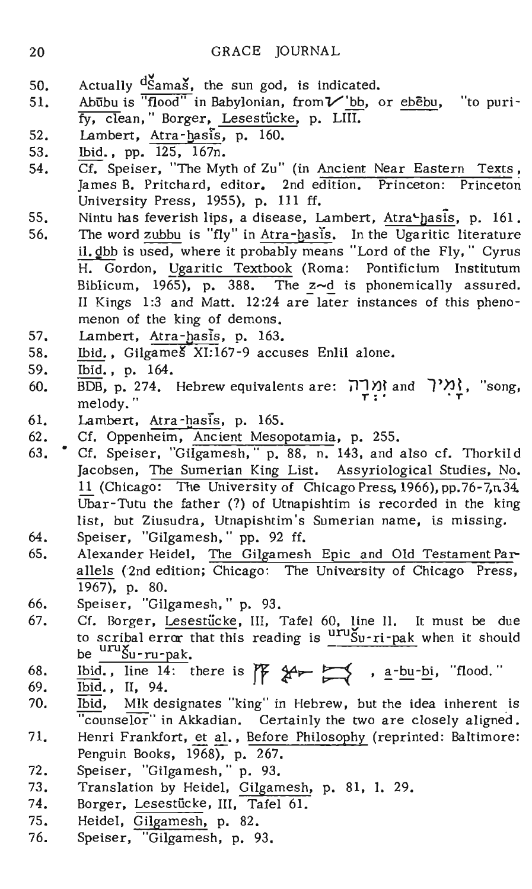50. Actually $^{d}$Šamaš, the sun god, is indicated.
51. Abūbu is "flood" in Babylonian, from √'bb, or ebēbu, "to purify, clean," Borger, Lesestücke, p. LIII.
52. Lambert, Atra-ḫasīs, p. 160.
53. Ibid., pp. 125, 167n.
54. Cf. Speiser, "The Myth of Zu" (in Ancient Near Eastern Texts, James B. Pritchard, editor. 2nd edition. Princeton: Princeton University Press, 1955), p. 111 ff.
55. Nintu has feverish lips, a disease, Lambert, Atra-ḫasīs, p. 161.
56. The word zubbu is "fly" in Atra-ḫasīs. In the Ugaritic literature il. dbb is used, where it probably means "Lord of the Fly," Cyrus H. Gordon, Ugaritic Textbook (Roma: Pontificium Institutum Biblicum, 1965), p. 388. The z~d is phonemically assured. II Kings 1:3 and Matt. 12:24 are later instances of this phenomenon of the king of demons.
57. Lambert, Atra-ḫasīs, p. 163.
58. Ibid., Gilgameš XI:167-9 accuses Enlil alone.
59. Ibid., p. 164.
60. BDB, p. 274. Hebrew equivalents are: זִמְרָה and זָמִיר, "song, melody."
61. Lambert, Atra-ḫasīs, p. 165.
62. Cf. Oppenheim, Ancient Mesopotamia, p. 255.
63. Cf. Speiser, "Gilgamesh," p. 88, n. 143, and also cf. Thorkild Jacobsen, The Sumerian King List. Assyriological Studies, No. 11 (Chicago: The University of Chicago Press, 1966), pp. 76-7, n. 34. Ubar-Tutu the father (?) of Utnapishtim is recorded in the king list, but Ziusudra, Utnapishtim's Sumerian name, is missing.
64. Speiser, "Gilgamesh," pp. 92 ff.
65. Alexander Heidel, The Gilgamesh Epic and Old Testament Parallels (2nd edition; Chicago: The University of Chicago Press, 1967), p. 80.
66. Speiser, "Gilgamesh," p. 93.
67. Cf. Borger, Lesestücke, III, Tafel 60, line 11. It must be due to scribal error that this reading is $^{uru}$Šu-ri-pak when it should be $^{uru}$Šu-ru-pak.
68. Ibid., line 14: there is [cuneiform], a-bu-bi, "flood."
69. Ibid., II, 94.
70. Ibid, Mlk designates "king" in Hebrew, but the idea inherent is "counselor" in Akkadian. Certainly the two are closely aligned.
71. Henri Frankfort, et al., Before Philosophy (reprinted: Baltimore: Penguin Books, 1968), p. 267.
72. Speiser, "Gilgamesh," p. 93.
73. Translation by Heidel, Gilgamesh, p. 81, l. 29.
74. Borger, Lesestücke, III, Tafel 61.
75. Heidel, Gilgamesh, p. 82.
76. Speiser, "Gilgamesh, p. 93.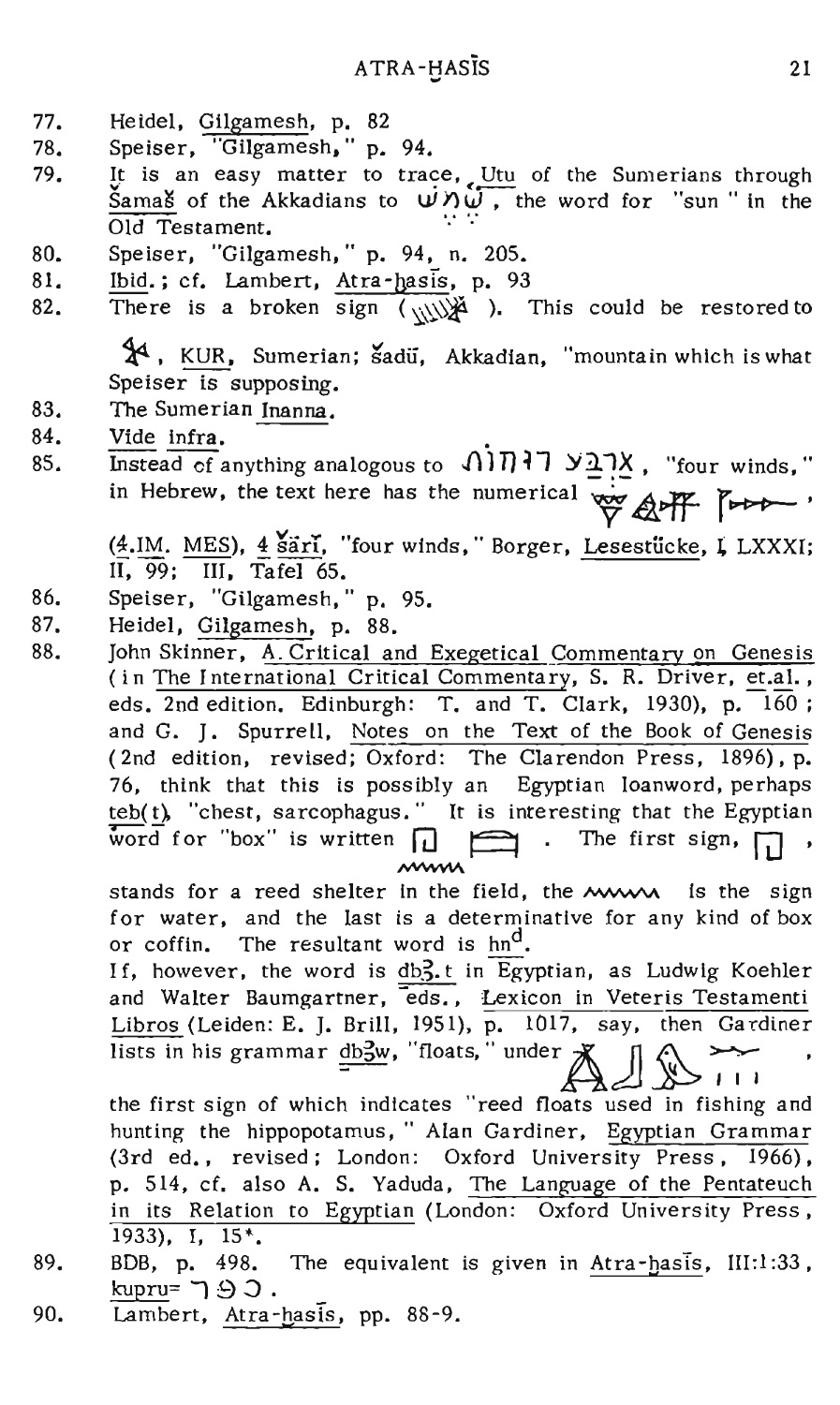77. Heidel, Gilgamesh, p. 82

78. Speiser, "Gilgamesh," p. 94.

79. It is an easy matter to trace Utu of the Sumerians through Šamaš of the Akkadians to שֶׁמֶשׁ, the word for "sun" in the Old Testament.

80. Speiser, "Gilgamesh," p. 94, n. 205.

81. Ibid.; cf. Lambert, Atra-ḫasīs, p. 93

82. There is a broken sign ( ). This could be restored to , KUR, Sumerian; šadû, Akkadian, "mountain which is what Speiser is supposing.

83. The Sumerian Inanna.

84. Vide infra.

85. Instead of anything analogous to אַרְבַּע רוּחוֹת, "four winds," in Hebrew, the text here has the numerical , (4.IM. MEŠ), 4 šārī, "four winds," Borger, Lesestücke, I, LXXXI; II, 99; III, Tafel 65.

86. Speiser, "Gilgamesh," p. 95.

87. Heidel, Gilgamesh, p. 88.

88. John Skinner, A Critical and Exegetical Commentary on Genesis (in The International Critical Commentary, S. R. Driver, et.al., eds. 2nd edition. Edinburgh: T. and T. Clark, 1930), p. 160; and G. J. Spurrell, Notes on the Text of the Book of Genesis (2nd edition, revised; Oxford: The Clarendon Press, 1896), p. 76, think that this is possibly an Egyptian loanword, perhaps teb(t), "chest, sarcophagus." It is interesting that the Egyptian word for "box" is written . The first sign, , stands for a reed shelter in the field, the is the sign for water, and the last is a determinative for any kind of box or coffin. The resultant word is $hn^{d}$.

    If, however, the word is db3.t in Egyptian, as Ludwig Koehler and Walter Baumgartner, eds., Lexicon in Veteris Testamenti Libros (Leiden: E. J. Brill, 1951), p. 1017, say, then Gardiner lists in his grammar db3w, "floats," under , the first sign of which indicates "reed floats used in fishing and hunting the hippopotamus," Alan Gardiner, Egyptian Grammar (3rd ed., revised; London: Oxford University Press, 1966), p. 514, cf. also A. S. Yaduda, The Language of the Pentateuch in its Relation to Egyptian (London: Oxford University Press, 1933), I, 15*.

89. BDB, p. 498. The equivalent is given in Atra-ḫasīs, III:1:33, kupru= כֹּפֶר.

90. Lambert, Atra-ḫasīs, pp. 88-9.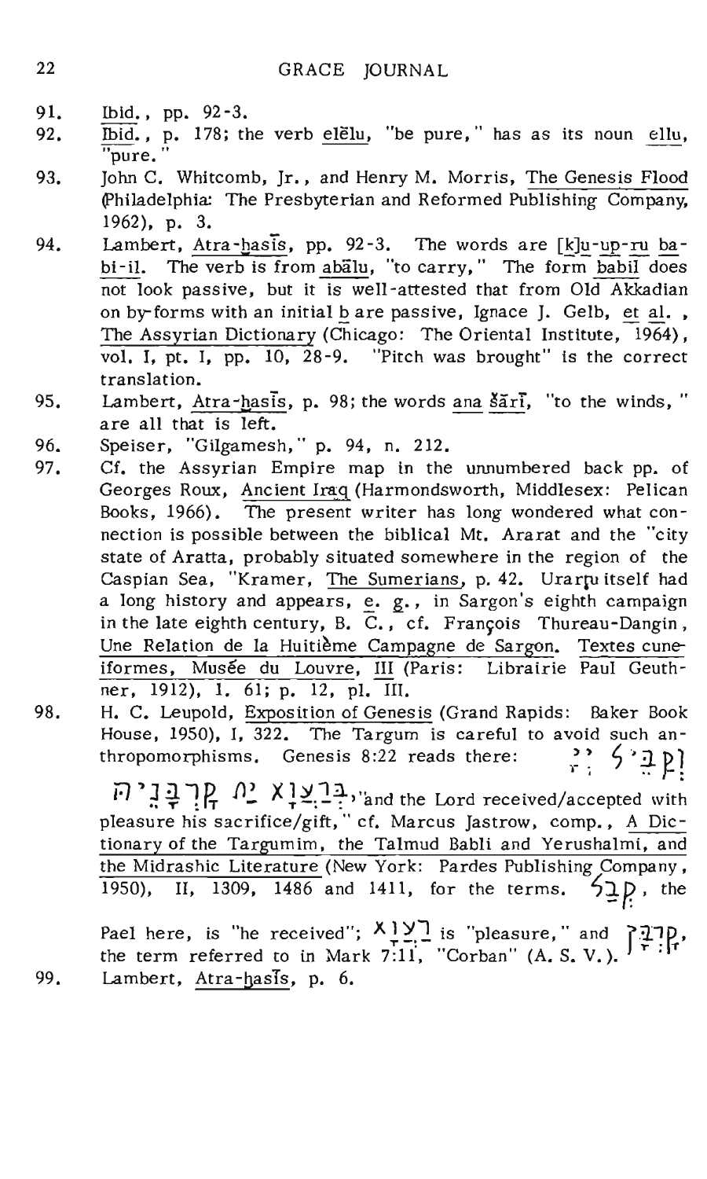91. Ibid., pp. 92-3.
92. Ibid., p. 178; the verb elēlu, "be pure," has as its noun ellu, "pure."
93. John C. Whitcomb, Jr., and Henry M. Morris, The Genesis Flood (Philadelphia: The Presbyterian and Reformed Publishing Company, 1962), p. 3.
94. Lambert, Atra-hasīs, pp. 92-3. The words are [k]u-up-ru ba-bi-il. The verb is from abālu, "to carry," The form babil does not look passive, but it is well-attested that from Old Akkadian on by-forms with an initial b are passive, Ignace J. Gelb, et al., The Assyrian Dictionary (Chicago: The Oriental Institute, 1964), vol. I, pt. I, pp. 10, 28-9. "Pitch was brought" is the correct translation.
95. Lambert, Atra-hasīs, p. 98; the words ana šārī, "to the winds," are all that is left.
96. Speiser, "Gilgamesh," p. 94, n. 212.
97. Cf. the Assyrian Empire map in the unnumbered back pp. of Georges Roux, Ancient Iraq (Harmondsworth, Middlesex: Pelican Books, 1966). The present writer has long wondered what connection is possible between the biblical Mt. Ararat and the "city state of Aratta, probably situated somewhere in the region of the Caspian Sea," Kramer, The Sumerians, p. 42. Urarṭu itself had a long history and appears, e. g., in Sargon's eighth campaign in the late eighth century, B. C., cf. François Thureau-Dangin, Une Relation de la Huitième Campagne de Sargon. Textes cuneiformes, Musée du Louvre, III (Paris: Librairie Paul Geuthner, 1912), 1. 61; p. 12, pl. III.
98. H. C. Leupold, Exposition of Genesis (Grand Rapids: Baker Book House, 1950), I, 322. The Targum is careful to avoid such anthropomorphisms. Genesis 8:22 reads there: וְקַבֵּיל יְיָ בְּרַעֲוָא יַת קֻרְבָּנֵיהּ, "and the Lord received/accepted with pleasure his sacrifice/gift," cf. Marcus Jastrow, comp., A Dictionary of the Targumim, the Talmud Babli and Yerushalmi, and the Midrashic Literature (New York: Pardes Publishing Company, 1950), II, 1309, 1486 and 1411, for the terms. קַבֵּל, the Pael here, is "he received"; רַעֲוָא is "pleasure," and קָרְבָּן, the term referred to in Mark 7:11, "Corban" (A. S. V.).
99. Lambert, Atra-hasīs, p. 6.